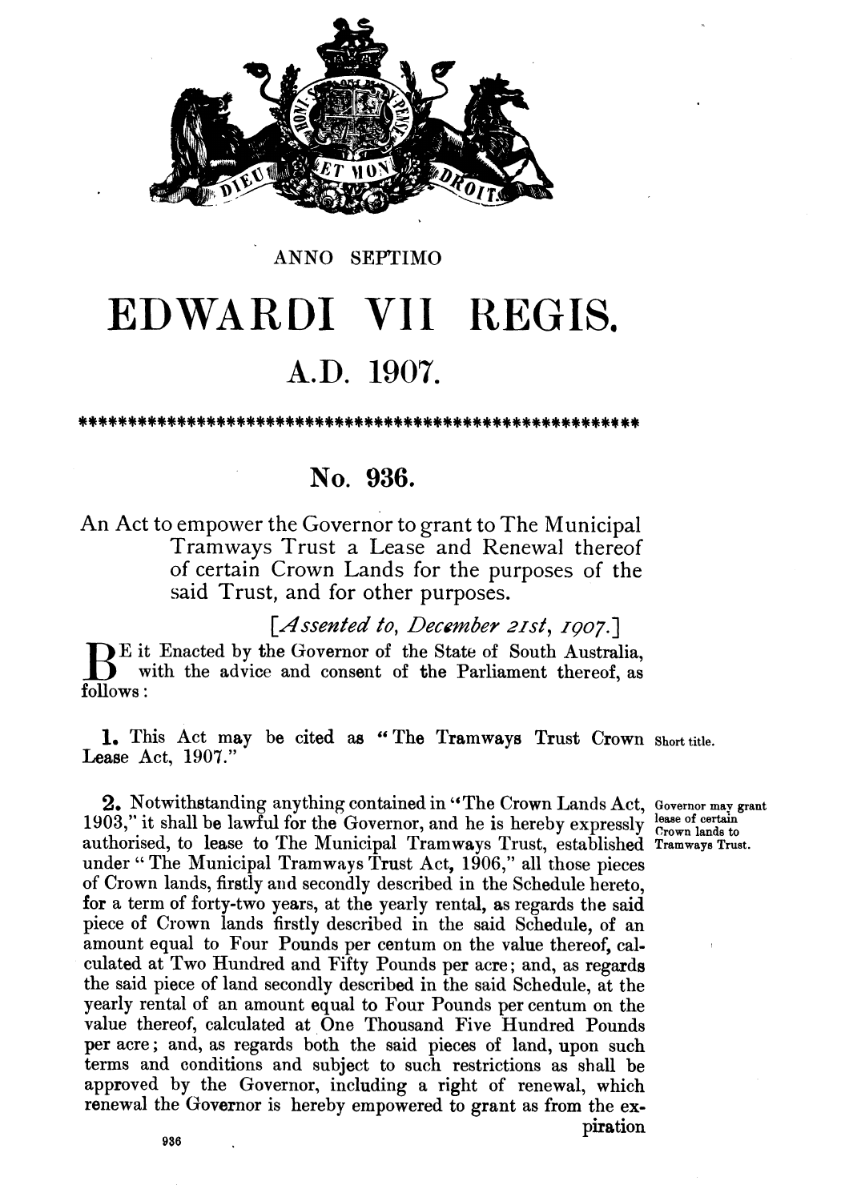ANNO SEPTIMO

# EDWARDI VII REGIS.

## A.D. 1907.

**************************************************************

## No. 936.

An Act to empower the Governor to grant to The Municipal Tramways Trust a Lease and Renewal thereof of certain Crown Lands for the purposes of the said Trust, and for other purposes.

[*Assented to, December 21st, 1907.*]

BE it Enacted by the Governor of the State of South Australia, with the advice and consent of the Parliament thereof, as follows:

*Short title.*

**1.** This Act may be cited as "The Tramways Trust Crown Lease Act, 1907."

*Governor may grant lease of certain Crown lands to Tramways Trust.*

**2.** Notwithstanding anything contained in "The Crown Lands Act, 1903," it shall be lawful for the Governor, and he is hereby expressly authorised, to lease to The Municipal Tramways Trust, established under "The Municipal Tramways Trust Act, 1906," all those pieces of Crown lands, firstly and secondly described in the Schedule hereto, for a term of forty-two years, at the yearly rental, as regards the said piece of Crown lands firstly described in the said Schedule, of an amount equal to Four Pounds per centum on the value thereof, calculated at Two Hundred and Fifty Pounds per acre; and, as regards the said piece of land secondly described in the said Schedule, at the yearly rental of an amount equal to Four Pounds per centum on the value thereof, calculated at One Thousand Five Hundred Pounds per acre; and, as regards both the said pieces of land, upon such terms and conditions and subject to such restrictions as shall be approved by the Governor, including a right of renewal, which renewal the Governor is hereby empowered to grant as from the expiration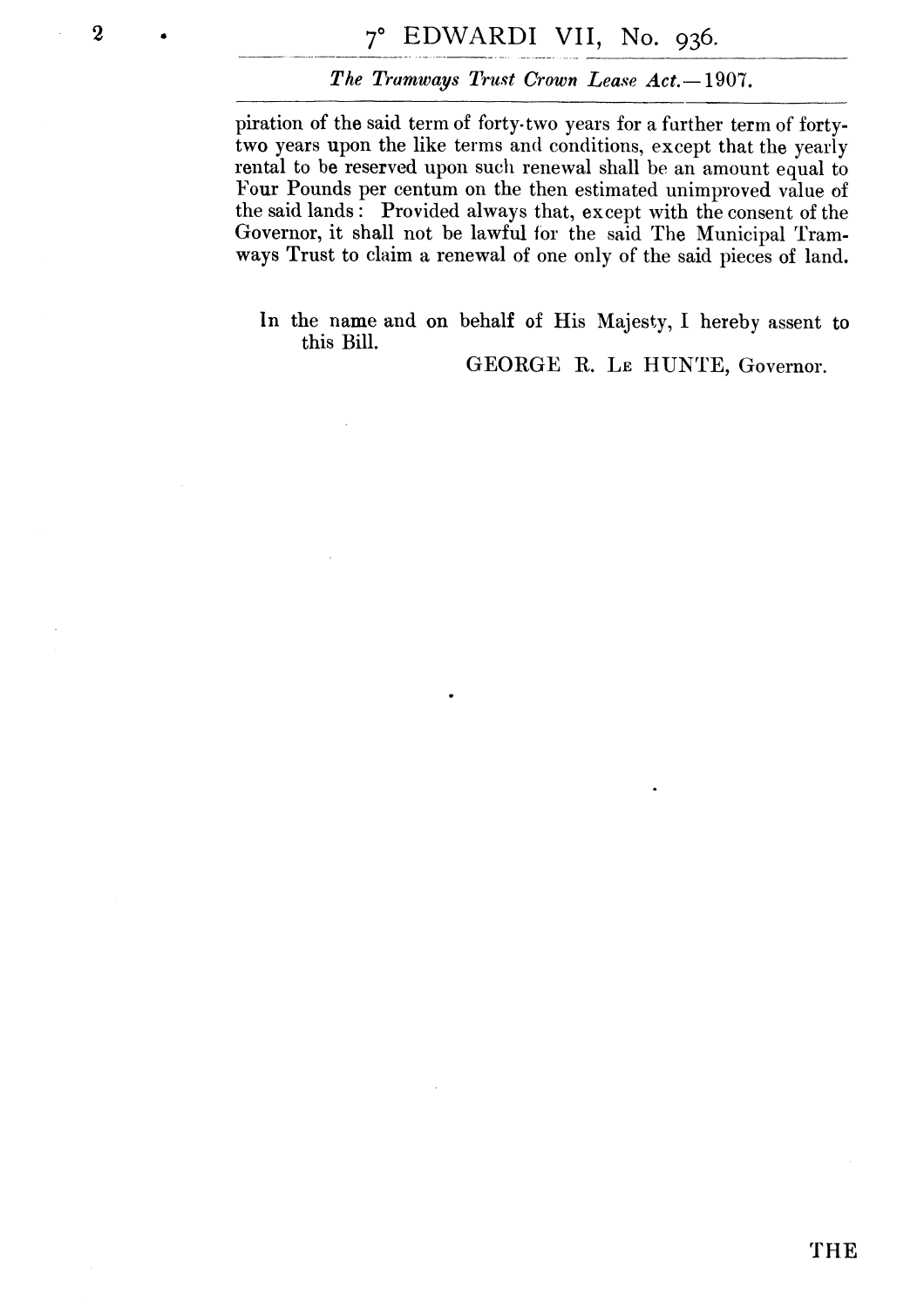piration of the said term of forty-two years for a further term of forty-two years upon the like terms and conditions, except that the yearly rental to be reserved upon such renewal shall be an amount equal to Four Pounds per centum on the then estimated unimproved value of the said lands: Provided always that, except with the consent of the Governor, it shall not be lawful for the said The Municipal Tramways Trust to claim a renewal of one only of the said pieces of land.

In the name and on behalf of His Majesty, I hereby assent to this Bill.

GEORGE R. LE HUNTE, Governor.

THE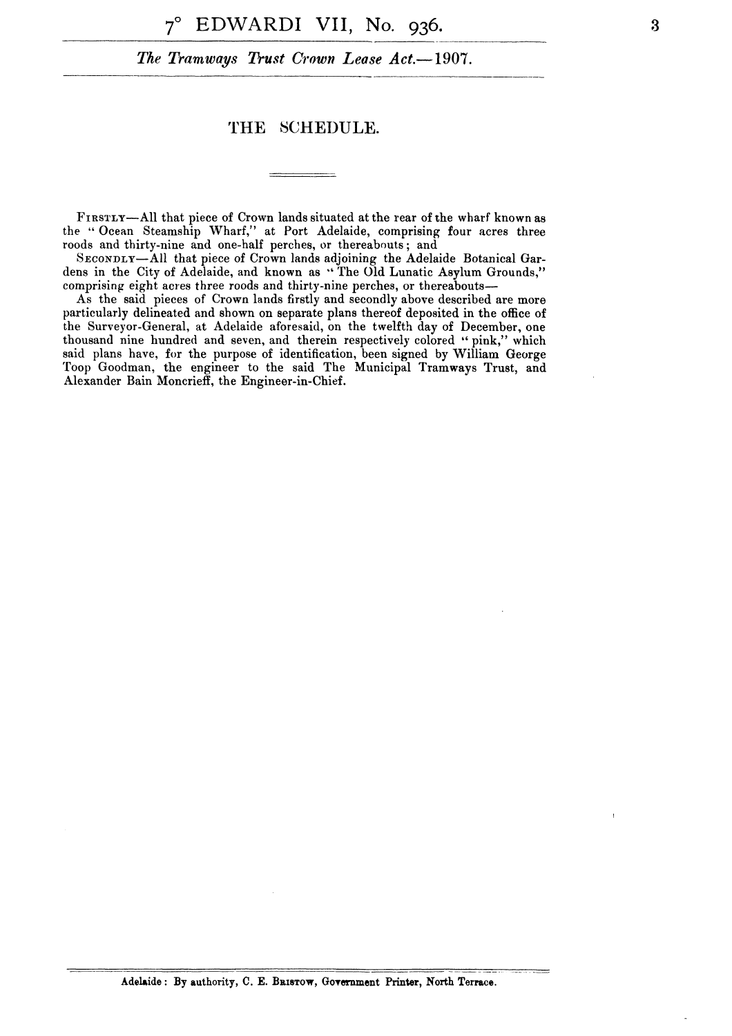# THE SCHEDULE.

FIRSTLY—All that piece of Crown lands situated at the rear of the wharf known as the "Ocean Steamship Wharf," at Port Adelaide, comprising four acres three roods and thirty-nine and one-half perches, or thereabouts; and

SECONDLY—All that piece of Crown lands adjoining the Adelaide Botanical Gardens in the City of Adelaide, and known as "The Old Lunatic Asylum Grounds," comprising eight acres three roods and thirty-nine perches, or thereabouts—

As the said pieces of Crown lands firstly and secondly above described are more particularly delineated and shown on separate plans thereof deposited in the office of the Surveyor-General, at Adelaide aforesaid, on the twelfth day of December, one thousand nine hundred and seven, and therein respectively colored "pink," which said plans have, for the purpose of identification, been signed by William George Toop Goodman, the engineer to the said The Municipal Tramways Trust, and Alexander Bain Moncrieff, the Engineer-in-Chief.

Adelaide: By authority, C. E. BRISTOW, Government Printer, North Terrace.